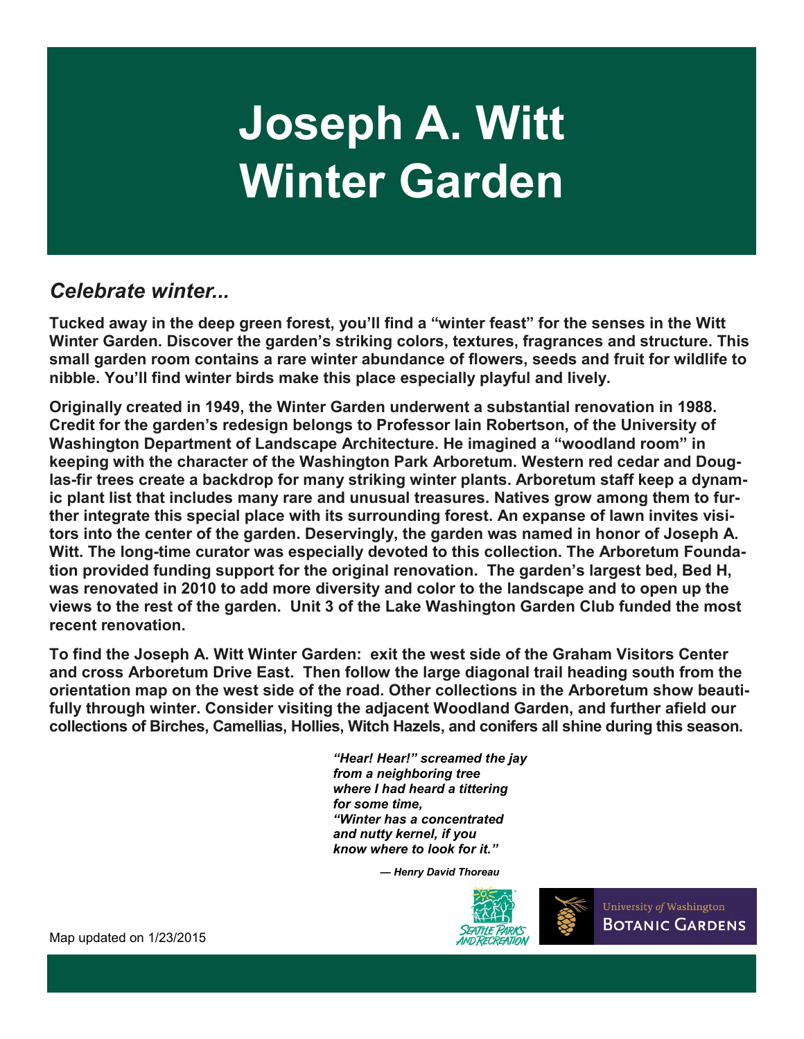# Joseph A. Witt Winter Garden

## *Celebrate winter...*

**Tucked away in the deep green forest, you'll find a "winter feast" for the senses in the Witt Winter Garden. Discover the garden's striking colors, textures, fragrances and structure. This small garden room contains a rare winter abundance of flowers, seeds and fruit for wildlife to nibble. You'll find winter birds make this place especially playful and lively.**

**Originally created in 1949, the Winter Garden underwent a substantial renovation in 1988. Credit for the garden's redesign belongs to Professor Iain Robertson, of the University of Washington Department of Landscape Architecture. He imagined a "woodland room" in keeping with the character of the Washington Park Arboretum. Western red cedar and Douglas-fir trees create a backdrop for many striking winter plants. Arboretum staff keep a dynamic plant list that includes many rare and unusual treasures. Natives grow among them to further integrate this special place with its surrounding forest. An expanse of lawn invites visitors into the center of the garden. Deservingly, the garden was named in honor of Joseph A. Witt. The long-time curator was especially devoted to this collection. The Arboretum Foundation provided funding support for the original renovation. The garden's largest bed, Bed H, was renovated in 2010 to add more diversity and color to the landscape and to open up the views to the rest of the garden. Unit 3 of the Lake Washington Garden Club funded the most recent renovation.**

**To find the Joseph A. Witt Winter Garden: exit the west side of the Graham Visitors Center and cross Arboretum Drive East. Then follow the large diagonal trail heading south from the orientation map on the west side of the road. Other collections in the Arboretum show beautifully through winter. Consider visiting the adjacent Woodland Garden, and further afield our collections of Birches, Camellias, Hollies, Witch Hazels, and conifers all shine during this season.**

> ***"Hear! Hear!" screamed the jay***
> ***from a neighboring tree***
> ***where I had heard a tittering***
> ***for some time,***
> ***"Winter has a concentrated***
> ***and nutty kernel, if you***
> ***know where to look for it."***
>
> ***— Henry David Thoreau***

Seattle Parks and Recreation

University *of* Washington Botanic Gardens

Map updated on 1/23/2015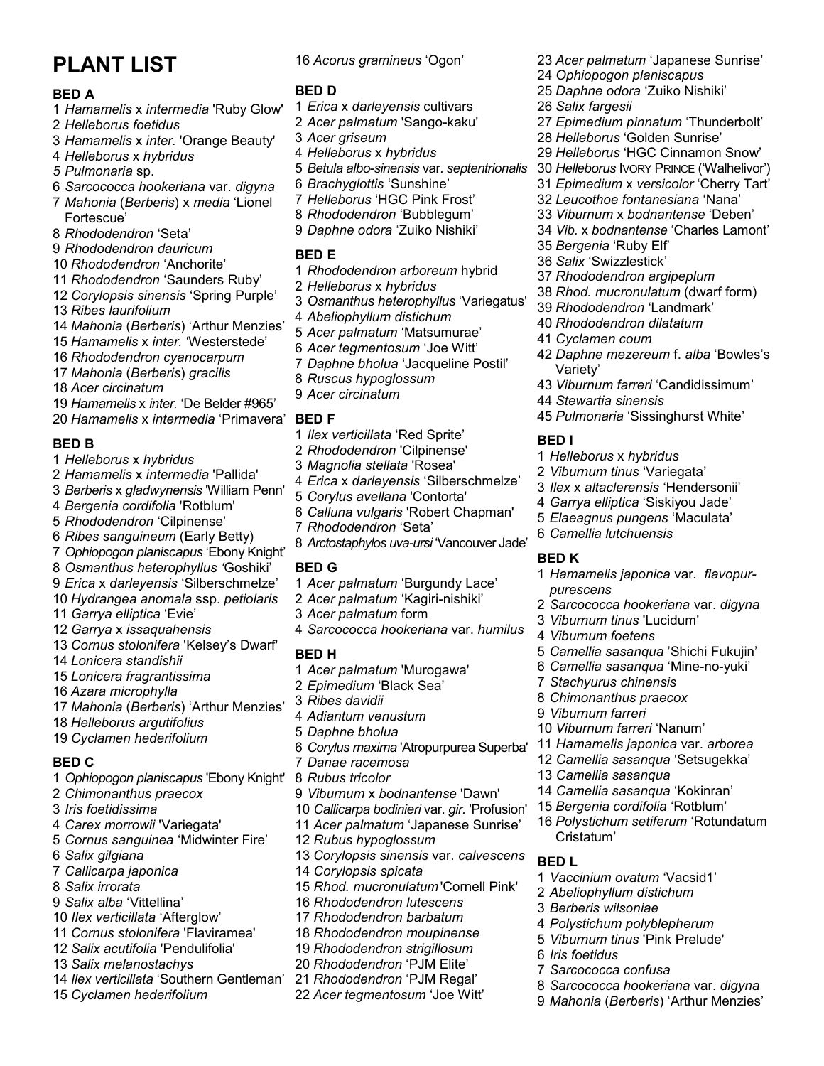# PLANT LIST

### BED A

1 *Hamamelis* x *intermedia* 'Ruby Glow'
2 *Helleborus foetidus*
3 *Hamamelis* x *inter.* 'Orange Beauty'
4 *Helleborus* x *hybridus*
5 *Pulmonaria* sp.
6 *Sarcococca hookeriana* var. *digyna*
7 *Mahonia* (*Berberis*) x *media* 'Lionel Fortescue'
8 *Rhododendron* 'Seta'
9 *Rhododendron dauricum*
10 *Rhododendron* 'Anchorite'
11 *Rhododendron* 'Saunders Ruby'
12 *Corylopsis sinensis* 'Spring Purple'
13 *Ribes laurifolium*
14 *Mahonia* (*Berberis*) 'Arthur Menzies'
15 *Hamamelis* x *inter.* 'Westerstede'
16 *Rhododendron cyanocarpum*
17 *Mahonia* (*Berberis*) *gracilis*
18 *Acer circinatum*
19 *Hamamelis* x *inter.* 'De Belder #965'
20 *Hamamelis* x *intermedia* 'Primavera'

### BED B

1 *Helleborus* x *hybridus*
2 *Hamamelis* x *intermedia* 'Pallida'
3 *Berberis* x *gladwynensis* 'William Penn'
4 *Bergenia cordifolia* 'Rotblum'
5 *Rhododendron* 'Cilpinense'
6 *Ribes sanguineum* (Early Betty)
7 *Ophiopogon planiscapus* 'Ebony Knight'
8 *Osmanthus heterophyllus* 'Goshiki'
9 *Erica* x *darleyensis* 'Silberschmelze'
10 *Hydrangea anomala* ssp. *petiolaris*
11 *Garrya elliptica* 'Evie'
12 *Garrya* x *issaquahensis*
13 *Cornus stolonifera* 'Kelsey's Dwarf'
14 *Lonicera standishii*
15 *Lonicera fragrantissima*
16 *Azara microphylla*
17 *Mahonia* (*Berberis*) 'Arthur Menzies'
18 *Helleborus argutifolius*
19 *Cyclamen hederifolium*

### BED C

1 *Ophiopogon planiscapus* 'Ebony Knight'
2 *Chimonanthus praecox*
3 *Iris foetidissima*
4 *Carex morrowii* 'Variegata'
5 *Cornus sanguinea* 'Midwinter Fire'
6 *Salix gilgiana*
7 *Callicarpa japonica*
8 *Salix irrorata*
9 *Salix alba* 'Vittellina'
10 *Ilex verticillata* 'Afterglow'
11 *Cornus stolonifera* 'Flaviramea'
12 *Salix acutifolia* 'Pendulifolia'
13 *Salix melanostachys*
14 *Ilex verticillata* 'Southern Gentleman'
15 *Cyclamen hederifolium*
16 *Acorus gramineus* 'Ogon'

### BED D

1 *Erica* x *darleyensis* cultivars
2 *Acer palmatum* 'Sango-kaku'
3 *Acer griseum*
4 *Helleborus* x *hybridus*
5 *Betula albo-sinensis* var. *septentrionalis*
6 *Brachyglottis* 'Sunshine'
7 *Helleborus* 'HGC Pink Frost'
8 *Rhododendron* 'Bubblegum'
9 *Daphne odora* 'Zuiko Nishiki'

### BED E

1 *Rhododendron arboreum* hybrid
2 *Helleborus* x *hybridus*
3 *Osmanthus heterophyllus* 'Variegatus'
4 *Abeliophyllum distichum*
5 *Acer palmatum* 'Matsumurae'
6 *Acer tegmentosum* 'Joe Witt'
7 *Daphne bholua* 'Jacqueline Postil'
8 *Ruscus hypoglossum*
9 *Acer circinatum*

### BED F

1 *Ilex verticillata* 'Red Sprite'
2 *Rhododendron* 'Cilpinense'
3 *Magnolia stellata* 'Rosea'
4 *Erica* x *darleyensis* 'Silberschmelze'
5 *Corylus avellana* 'Contorta'
6 *Calluna vulgaris* 'Robert Chapman'
7 *Rhododendron* 'Seta'
8 *Arctostaphylos uva-ursi* 'Vancouver Jade'

### BED G

1 *Acer palmatum* 'Burgundy Lace'
2 *Acer palmatum* 'Kagiri-nishiki'
3 *Acer palmatum* form
4 *Sarcococca hookeriana* var. *humilus*

### BED H

1 *Acer palmatum* 'Murogawa'
2 *Epimedium* 'Black Sea'
3 *Ribes davidii*
4 *Adiantum venustum*
5 *Daphne bholua*
6 *Corylus maxima* 'Atropurpurea Superba'
7 *Danae racemosa*
8 *Rubus tricolor*
9 *Viburnum* x *bodnantense* 'Dawn'
10 *Callicarpa bodinieri* var. *gir.* 'Profusion'
11 *Acer palmatum* 'Japanese Sunrise'
12 *Rubus hypoglossum*
13 *Corylopsis sinensis* var. *calvescens*
14 *Corylopsis spicata*
15 *Rhod. mucronulatum* 'Cornell Pink'
16 *Rhododendron lutescens*
17 *Rhododendron barbatum*
18 *Rhododendron moupinense*
19 *Rhododendron strigillosum*
20 *Rhododendron* 'PJM Elite'
21 *Rhododendron* 'PJM Regal'
22 *Acer tegmentosum* 'Joe Witt'
23 *Acer palmatum* 'Japanese Sunrise'
24 *Ophiopogon planiscapus*
25 *Daphne odora* 'Zuiko Nishiki'
26 *Salix fargesii*
27 *Epimedium pinnatum* 'Thunderbolt'
28 *Helleborus* 'Golden Sunrise'
29 *Helleborus* 'HGC Cinnamon Snow'
30 *Helleborus* IVORY PRINCE ('Walhelivor')
31 *Epimedium* x *versicolor* 'Cherry Tart'
32 *Leucothoe fontanesiana* 'Nana'
33 *Viburnum* x *bodnantense* 'Deben'
34 *Vib.* x *bodnantense* 'Charles Lamont'
35 *Bergenia* 'Ruby Elf'
36 *Salix* 'Swizzlestick'
37 *Rhododendron argipeplum*
38 *Rhod. mucronulatum* (dwarf form)
39 *Rhododendron* 'Landmark'
40 *Rhododendron dilatatum*
41 *Cyclamen coum*
42 *Daphne mezereum* f. *alba* 'Bowles's Variety'
43 *Viburnum farreri* 'Candidissimum'
44 *Stewartia sinensis*
45 *Pulmonaria* 'Sissinghurst White'

### BED I

1 *Helleborus* x *hybridus*
2 *Viburnum tinus* 'Variegata'
3 *Ilex* x *altaclerensis* 'Hendersonii'
4 *Garrya elliptica* 'Siskiyou Jade'
5 *Elaeagnus pungens* 'Maculata'
6 *Camellia lutchuensis*

### BED K

1 *Hamamelis japonica* var. *flavopurpurescens*
2 *Sarcococca hookeriana* var. *digyna*
3 *Viburnum tinus* 'Lucidum'
4 *Viburnum foetens*
5 *Camellia sasanqua* 'Shichi Fukujin'
6 *Camellia sasanqua* 'Mine-no-yuki'
7 *Stachyurus chinensis*
8 *Chimonanthus praecox*
9 *Viburnum farreri*
10 *Viburnum farreri* 'Nanum'
11 *Hamamelis japonica* var. *arborea*
12 *Camellia sasanqua* 'Setsugekka'
13 *Camellia sasanqua*
14 *Camellia sasanqua* 'Kokinran'
15 *Bergenia cordifolia* 'Rotblum'
16 *Polystichum setiferum* 'Rotundatum Cristatum'

### BED L

1 *Vaccinium ovatum* 'Vacsid1'
2 *Abeliophyllum distichum*
3 *Berberis wilsoniae*
4 *Polystichum polyblepherum*
5 *Viburnum tinus* 'Pink Prelude'
6 *Iris foetidus*
7 *Sarcococca confusa*
8 *Sarcococca hookeriana* var. *digyna*
9 *Mahonia* (*Berberis*) 'Arthur Menzies'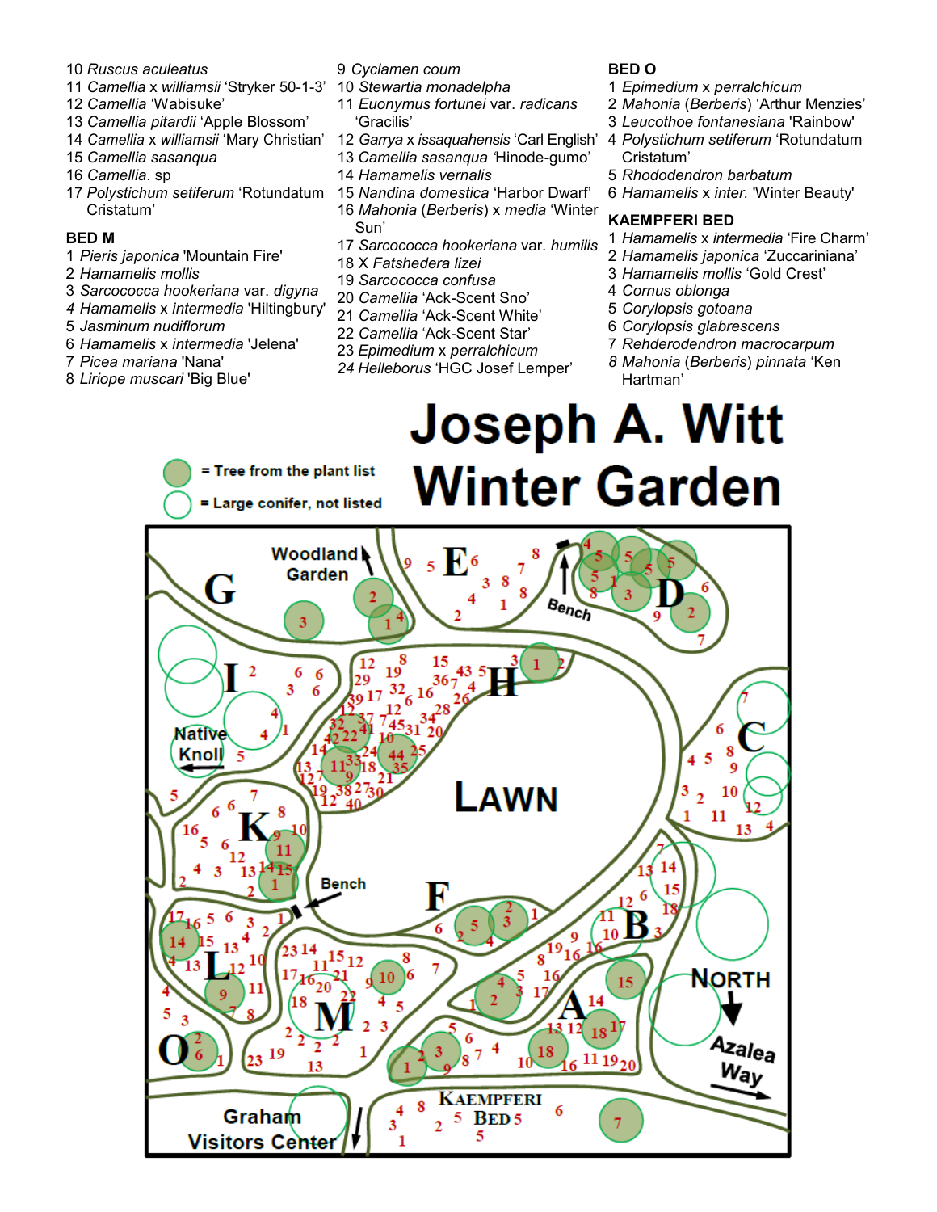10 *Ruscus aculeatus*
11 *Camellia* x *williamsii* 'Stryker 50-1-3'
12 *Camellia* 'Wabisuke'
13 *Camellia pitardii* 'Apple Blossom'
14 *Camellia* x *williamsii* 'Mary Christian'
15 *Camellia sasanqua*
16 *Camellia.* sp
17 *Polystichum setiferum* 'Rotundatum Cristatum'

**BED M**

1 *Pieris japonica* 'Mountain Fire'
2 *Hamamelis mollis*
3 *Sarcococca hookeriana* var. *digyna*
4 *Hamamelis* x *intermedia* 'Hiltingbury'
5 *Jasminum nudiflorum*
6 *Hamamelis* x *intermedia* 'Jelena'
7 *Picea mariana* 'Nana'
8 *Liriope muscari* 'Big Blue'
9 *Cyclamen coum*
10 *Stewartia monadelpha*
11 *Euonymus fortunei* var. *radicans* 'Gracilis'
12 *Garrya* x *issaquahensis* 'Carl English'
13 *Camellia sasanqua* 'Hinode-gumo'
14 *Hamamelis vernalis*
15 *Nandina domestica* 'Harbor Dwarf'
16 *Mahonia* (*Berberis*) x *media* 'Winter Sun'
17 *Sarcococca hookeriana* var. *humilis*
18 X *Fatshedera lizei*
19 *Sarcococca confusa*
20 *Camellia* 'Ack-Scent Sno'
21 *Camellia* 'Ack-Scent White'
22 *Camellia* 'Ack-Scent Star'
23 *Epimedium* x *perralchicum*
24 *Helleborus* 'HGC Josef Lemper'

**BED O**

1 *Epimedium* x *perralchicum*
2 *Mahonia* (*Berberis*) 'Arthur Menzies'
3 *Leucothoe fontanesiana* 'Rainbow'
4 *Polystichum setiferum* 'Rotundatum Cristatum'
5 *Rhododendron barbatum*
6 *Hamamelis* x *inter.* 'Winter Beauty'

**KAEMPFERI BED**

1 *Hamamelis* x *intermedia* 'Fire Charm'
2 *Hamamelis japonica* 'Zuccariniana'
3 *Hamamelis mollis* 'Gold Crest'
4 *Cornus oblonga*
5 *Corylopsis gotoana*
6 *Corylopsis glabrescens*
7 *Rehderodendron macrocarpum*
8 *Mahonia* (*Berberis*) *pinnata* 'Ken Hartman'

# Joseph A. Witt Winter Garden

= Tree from the plant list

= Large conifer, not listed

Woodland Garden

Native Knoll

Bench

LAWN

NORTH

Azalea Way

Graham Visitors Center

KAEMPFERI BED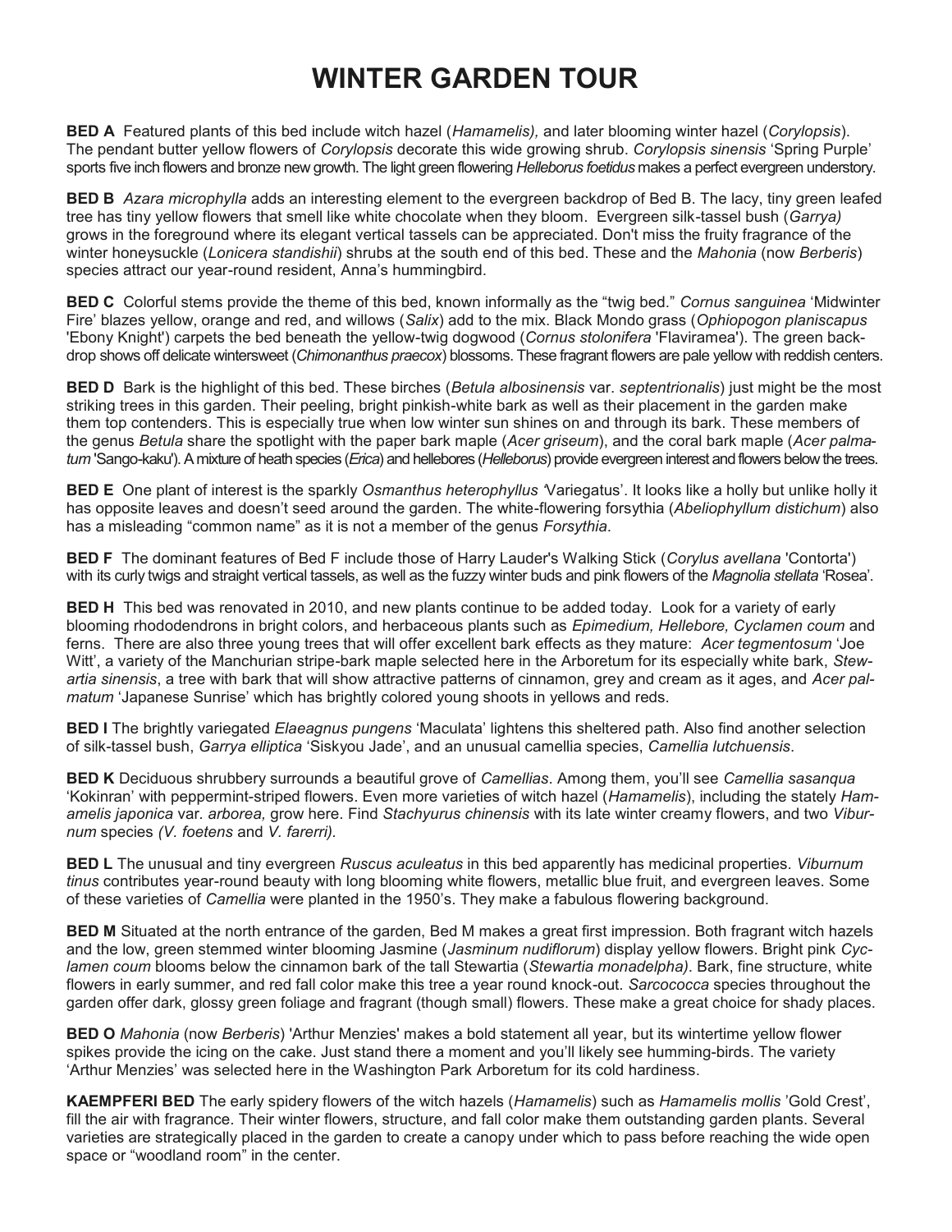# WINTER GARDEN TOUR

**BED A** Featured plants of this bed include witch hazel (*Hamamelis),* and later blooming winter hazel (*Corylopsis*). The pendant butter yellow flowers of *Corylopsis* decorate this wide growing shrub. *Corylopsis sinensis* 'Spring Purple' sports five inch flowers and bronze new growth. The light green flowering *Helleborus foetidus* makes a perfect evergreen understory.

**BED B** *Azara microphylla* adds an interesting element to the evergreen backdrop of Bed B. The lacy, tiny green leafed tree has tiny yellow flowers that smell like white chocolate when they bloom. Evergreen silk-tassel bush (*Garrya)* grows in the foreground where its elegant vertical tassels can be appreciated. Don't miss the fruity fragrance of the winter honeysuckle (*Lonicera standishii*) shrubs at the south end of this bed. These and the *Mahonia* (now *Berberis*) species attract our year-round resident, Anna's hummingbird.

**BED C** Colorful stems provide the theme of this bed, known informally as the "twig bed." *Cornus sanguinea* 'Midwinter Fire' blazes yellow, orange and red, and willows (*Salix*) add to the mix. Black Mondo grass (*Ophiopogon planiscapus* 'Ebony Knight') carpets the bed beneath the yellow-twig dogwood (*Cornus stolonifera* 'Flaviramea'). The green backdrop shows off delicate wintersweet (*Chimonanthus praecox*) blossoms. These fragrant flowers are pale yellow with reddish centers.

**BED D** Bark is the highlight of this bed. These birches (*Betula albosinensis* var. *septentrionalis*) just might be the most striking trees in this garden. Their peeling, bright pinkish-white bark as well as their placement in the garden make them top contenders. This is especially true when low winter sun shines on and through its bark. These members of the genus *Betula* share the spotlight with the paper bark maple (*Acer griseum*), and the coral bark maple (*Acer palmatum* 'Sango-kaku'). A mixture of heath species (*Erica*) and hellebores (*Helleborus*) provide evergreen interest and flowers below the trees.

**BED E** One plant of interest is the sparkly *Osmanthus heterophyllus* 'Variegatus'. It looks like a holly but unlike holly it has opposite leaves and doesn't seed around the garden. The white-flowering forsythia (*Abeliophyllum distichum*) also has a misleading "common name" as it is not a member of the genus *Forsythia*.

**BED F** The dominant features of Bed F include those of Harry Lauder's Walking Stick (*Corylus avellana* 'Contorta') with its curly twigs and straight vertical tassels, as well as the fuzzy winter buds and pink flowers of the *Magnolia stellata* 'Rosea'.

**BED H** This bed was renovated in 2010, and new plants continue to be added today. Look for a variety of early blooming rhododendrons in bright colors, and herbaceous plants such as *Epimedium, Hellebore, Cyclamen coum* and ferns. There are also three young trees that will offer excellent bark effects as they mature: *Acer tegmentosum* 'Joe Witt', a variety of the Manchurian stripe-bark maple selected here in the Arboretum for its especially white bark, *Stewartia sinensis*, a tree with bark that will show attractive patterns of cinnamon, grey and cream as it ages, and *Acer palmatum* 'Japanese Sunrise' which has brightly colored young shoots in yellows and reds.

**BED I** The brightly variegated *Elaeagnus pungens* 'Maculata' lightens this sheltered path. Also find another selection of silk-tassel bush, *Garrya elliptica* 'Siskyou Jade', and an unusual camellia species, *Camellia lutchuensis*.

**BED K** Deciduous shrubbery surrounds a beautiful grove of *Camellias*. Among them, you'll see *Camellia sasanqua* 'Kokinran' with peppermint-striped flowers. Even more varieties of witch hazel (*Hamamelis*), including the stately *Hamamelis japonica* var. *arborea,* grow here. Find *Stachyurus chinensis* with its late winter creamy flowers, and two *Viburnum* species *(V. foetens* and *V. farerri).*

**BED L** The unusual and tiny evergreen *Ruscus aculeatus* in this bed apparently has medicinal properties. *Viburnum tinus* contributes year-round beauty with long blooming white flowers, metallic blue fruit, and evergreen leaves. Some of these varieties of *Camellia* were planted in the 1950's. They make a fabulous flowering background.

**BED M** Situated at the north entrance of the garden, Bed M makes a great first impression. Both fragrant witch hazels and the low, green stemmed winter blooming Jasmine (*Jasminum nudiflorum*) display yellow flowers. Bright pink *Cyclamen coum* blooms below the cinnamon bark of the tall Stewartia (*Stewartia monadelpha)*. Bark, fine structure, white flowers in early summer, and red fall color make this tree a year round knock-out. *Sarcococca* species throughout the garden offer dark, glossy green foliage and fragrant (though small) flowers. These make a great choice for shady places.

**BED O** *Mahonia* (now *Berberis*) 'Arthur Menzies' makes a bold statement all year, but its wintertime yellow flower spikes provide the icing on the cake. Just stand there a moment and you'll likely see humming-birds. The variety 'Arthur Menzies' was selected here in the Washington Park Arboretum for its cold hardiness.

**KAEMPFERI BED** The early spidery flowers of the witch hazels (*Hamamelis*) such as *Hamamelis mollis* 'Gold Crest', fill the air with fragrance. Their winter flowers, structure, and fall color make them outstanding garden plants. Several varieties are strategically placed in the garden to create a canopy under which to pass before reaching the wide open space or "woodland room" in the center.